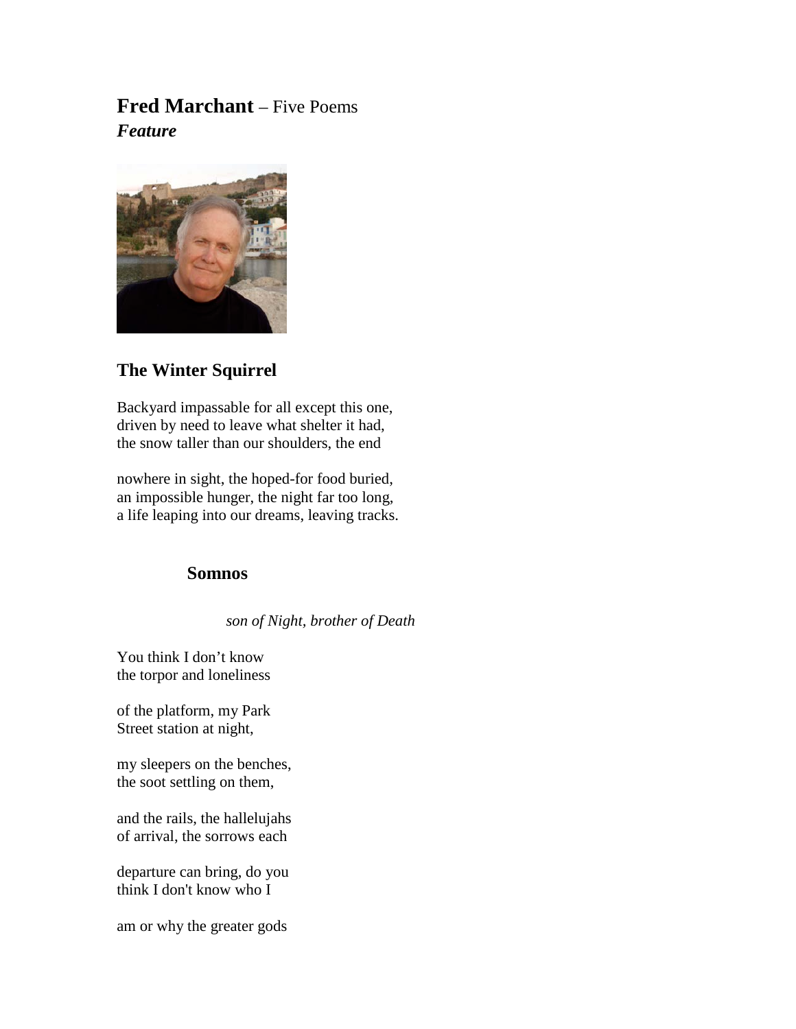# **Fred Marchant** – Five Poems

***Feature***

## The Winter Squirrel

Backyard impassable for all except this one,
driven by need to leave what shelter it had,
the snow taller than our shoulders, the end

nowhere in sight, the hoped-for food buried,
an impossible hunger, the night far too long,
a life leaping into our dreams, leaving tracks.

## Somnos

*son of Night, brother of Death*

You think I don't know
the torpor and loneliness

of the platform, my Park
Street station at night,

my sleepers on the benches,
the soot settling on them,

and the rails, the hallelujahs
of arrival, the sorrows each

departure can bring, do you
think I don't know who I

am or why the greater gods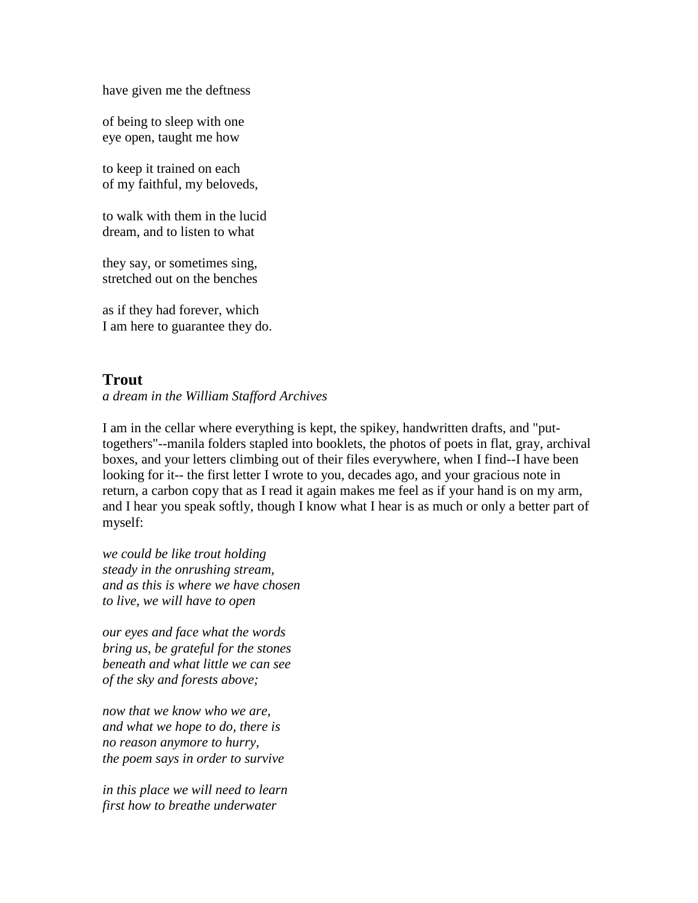have given me the deftness

of being to sleep with one
eye open, taught me how

to keep it trained on each
of my faithful, my beloveds,

to walk with them in the lucid
dream, and to listen to what

they say, or sometimes sing,
stretched out on the benches

as if they had forever, which
I am here to guarantee they do.

## Trout

*a dream in the William Stafford Archives*

I am in the cellar where everything is kept, the spikey, handwritten drafts, and "put-togethers"--manila folders stapled into booklets, the photos of poets in flat, gray, archival boxes, and your letters climbing out of their files everywhere, when I find--I have been looking for it-- the first letter I wrote to you, decades ago, and your gracious note in return, a carbon copy that as I read it again makes me feel as if your hand is on my arm, and I hear you speak softly, though I know what I hear is as much or only a better part of myself:

*we could be like trout holding*
*steady in the onrushing stream,*
*and as this is where we have chosen*
*to live, we will have to open*

*our eyes and face what the words*
*bring us, be grateful for the stones*
*beneath and what little we can see*
*of the sky and forests above;*

*now that we know who we are,*
*and what we hope to do, there is*
*no reason anymore to hurry,*
*the poem says in order to survive*

*in this place we will need to learn*
*first how to breathe underwater*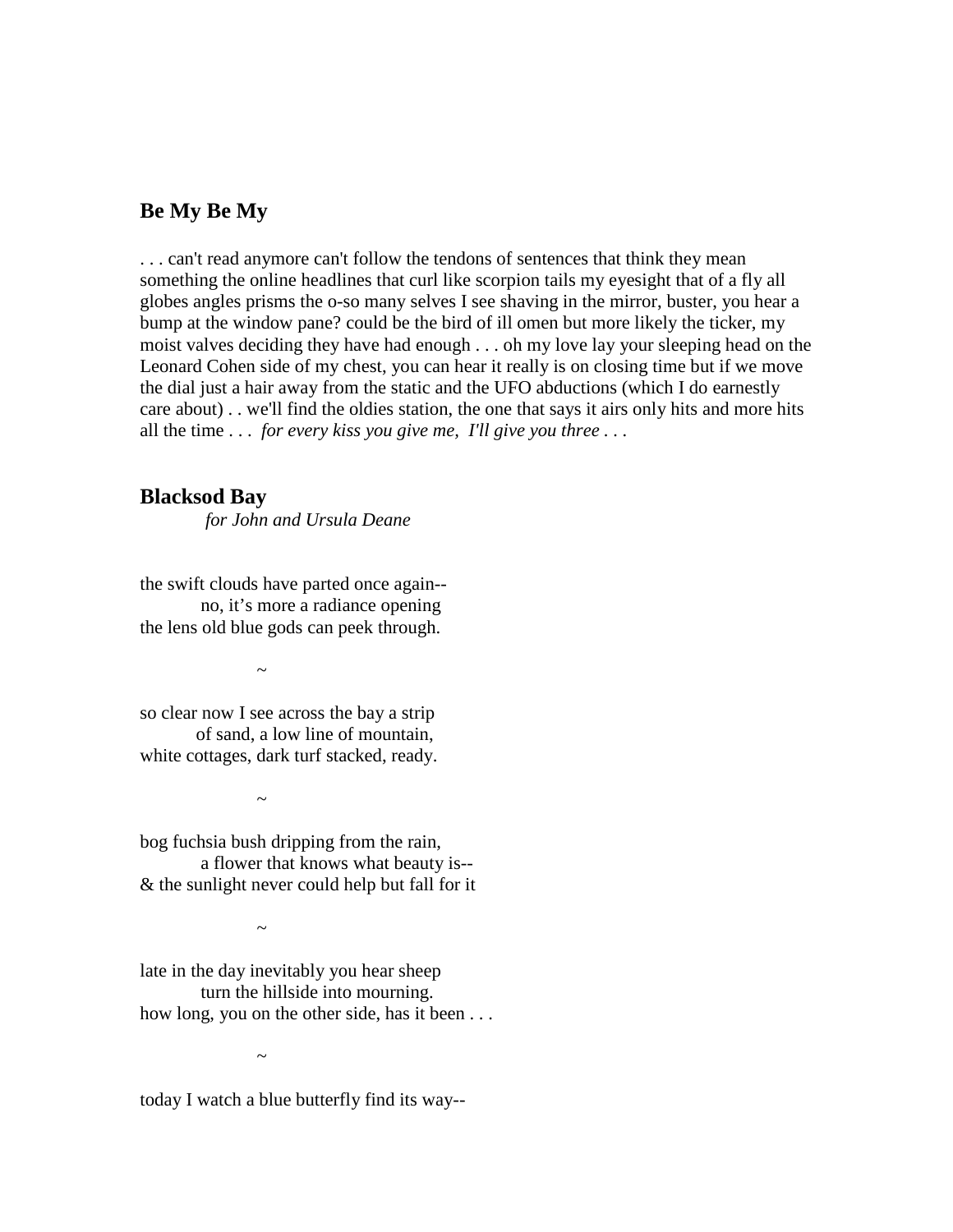## Be My Be My

. . . can't read anymore can't follow the tendons of sentences that think they mean something the online headlines that curl like scorpion tails my eyesight that of a fly all globes angles prisms the o-so many selves I see shaving in the mirror, buster, you hear a bump at the window pane? could be the bird of ill omen but more likely the ticker, my moist valves deciding they have had enough . . . oh my love lay your sleeping head on the Leonard Cohen side of my chest, you can hear it really is on closing time but if we move the dial just a hair away from the static and the UFO abductions (which I do earnestly care about) . . we'll find the oldies station, the one that says it airs only hits and more hits all the time . . . *for every kiss you give me, I'll give you three* . . .

## Blacksod Bay

*for John and Ursula Deane*

the swift clouds have parted once again--
&nbsp;&nbsp;&nbsp;&nbsp;&nbsp;&nbsp;&nbsp;&nbsp;no, it's more a radiance opening
the lens old blue gods can peek through.

~

so clear now I see across the bay a strip
&nbsp;&nbsp;&nbsp;&nbsp;&nbsp;&nbsp;&nbsp;&nbsp;of sand, a low line of mountain,
white cottages, dark turf stacked, ready.

~

bog fuchsia bush dripping from the rain,
&nbsp;&nbsp;&nbsp;&nbsp;&nbsp;&nbsp;&nbsp;&nbsp;a flower that knows what beauty is--
& the sunlight never could help but fall for it

~

late in the day inevitably you hear sheep
&nbsp;&nbsp;&nbsp;&nbsp;&nbsp;&nbsp;&nbsp;&nbsp;turn the hillside into mourning.
how long, you on the other side, has it been . . .

~

today I watch a blue butterfly find its way--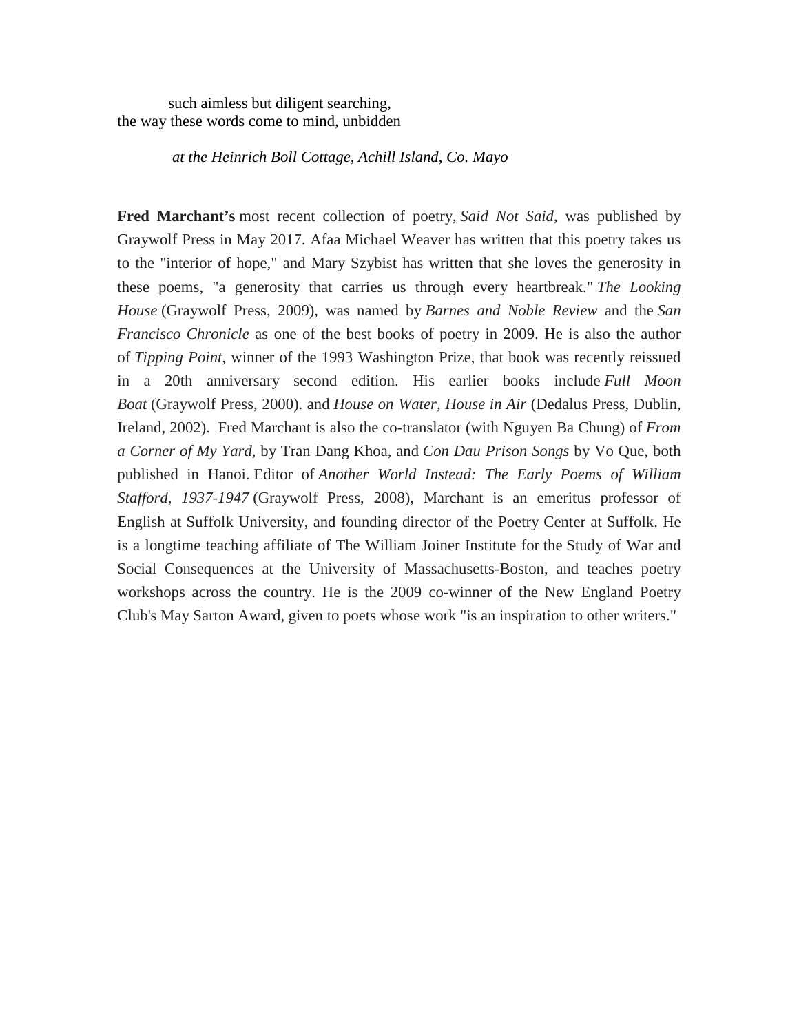such aimless but diligent searching,
the way these words come to mind, unbidden

*at the Heinrich Boll Cottage, Achill Island, Co. Mayo*

**Fred Marchant's** most recent collection of poetry, *Said Not Said*, was published by Graywolf Press in May 2017. Afaa Michael Weaver has written that this poetry takes us to the "interior of hope," and Mary Szybist has written that she loves the generosity in these poems, "a generosity that carries us through every heartbreak." *The Looking House* (Graywolf Press, 2009), was named by *Barnes and Noble Review* and the *San Francisco Chronicle* as one of the best books of poetry in 2009. He is also the author of *Tipping Point*, winner of the 1993 Washington Prize, that book was recently reissued in a 20th anniversary second edition. His earlier books include *Full Moon Boat* (Graywolf Press, 2000). and *House on Water, House in Air* (Dedalus Press, Dublin, Ireland, 2002). Fred Marchant is also the co-translator (with Nguyen Ba Chung) of *From a Corner of My Yard*, by Tran Dang Khoa, and *Con Dau Prison Songs* by Vo Que, both published in Hanoi. Editor of *Another World Instead: The Early Poems of William Stafford, 1937-1947* (Graywolf Press, 2008), Marchant is an emeritus professor of English at Suffolk University, and founding director of the Poetry Center at Suffolk. He is a longtime teaching affiliate of The William Joiner Institute for the Study of War and Social Consequences at the University of Massachusetts-Boston, and teaches poetry workshops across the country. He is the 2009 co-winner of the New England Poetry Club's May Sarton Award, given to poets whose work "is an inspiration to other writers."